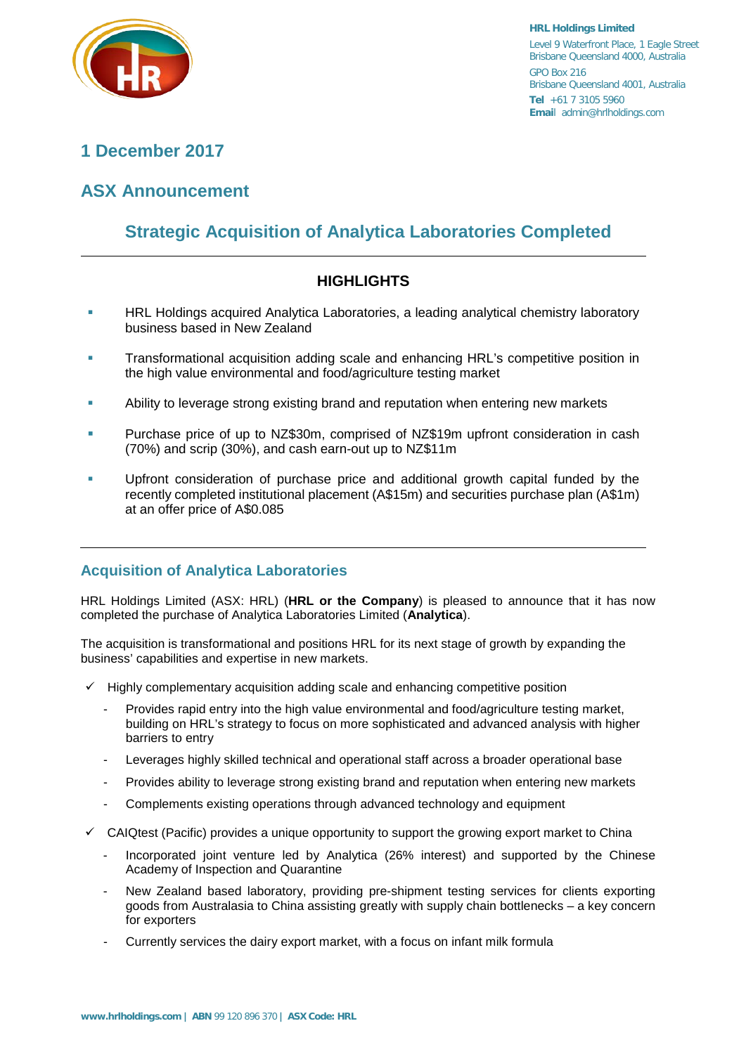**HRL Holdings Limited**
Level 9 Waterfront Place, 1 Eagle Street
Brisbane Queensland 4000, Australia
GPO Box 216
Brisbane Queensland 4001, Australia
**Tel** +61 7 3105 5960
**Email** admin@hrlholdings.com

## 1 December 2017

## ASX Announcement

# Strategic Acquisition of Analytica Laboratories Completed

---

### HIGHLIGHTS

- HRL Holdings acquired Analytica Laboratories, a leading analytical chemistry laboratory business based in New Zealand
- Transformational acquisition adding scale and enhancing HRL's competitive position in the high value environmental and food/agriculture testing market
- Ability to leverage strong existing brand and reputation when entering new markets
- Purchase price of up to NZ$30m, comprised of NZ$19m upfront consideration in cash (70%) and scrip (30%), and cash earn-out up to NZ$11m
- Upfront consideration of purchase price and additional growth capital funded by the recently completed institutional placement (A$15m) and securities purchase plan (A$1m) at an offer price of A$0.085

---

## Acquisition of Analytica Laboratories

HRL Holdings Limited (ASX: HRL) (**HRL or the Company**) is pleased to announce that it has now completed the purchase of Analytica Laboratories Limited (**Analytica**).

The acquisition is transformational and positions HRL for its next stage of growth by expanding the business' capabilities and expertise in new markets.

- ✓ Highly complementary acquisition adding scale and enhancing competitive position
  - Provides rapid entry into the high value environmental and food/agriculture testing market, building on HRL's strategy to focus on more sophisticated and advanced analysis with higher barriers to entry
  - Leverages highly skilled technical and operational staff across a broader operational base
  - Provides ability to leverage strong existing brand and reputation when entering new markets
  - Complements existing operations through advanced technology and equipment
- ✓ CAIQtest (Pacific) provides a unique opportunity to support the growing export market to China
  - Incorporated joint venture led by Analytica (26% interest) and supported by the Chinese Academy of Inspection and Quarantine
  - New Zealand based laboratory, providing pre-shipment testing services for clients exporting goods from Australasia to China assisting greatly with supply chain bottlenecks – a key concern for exporters
  - Currently services the dairy export market, with a focus on infant milk formula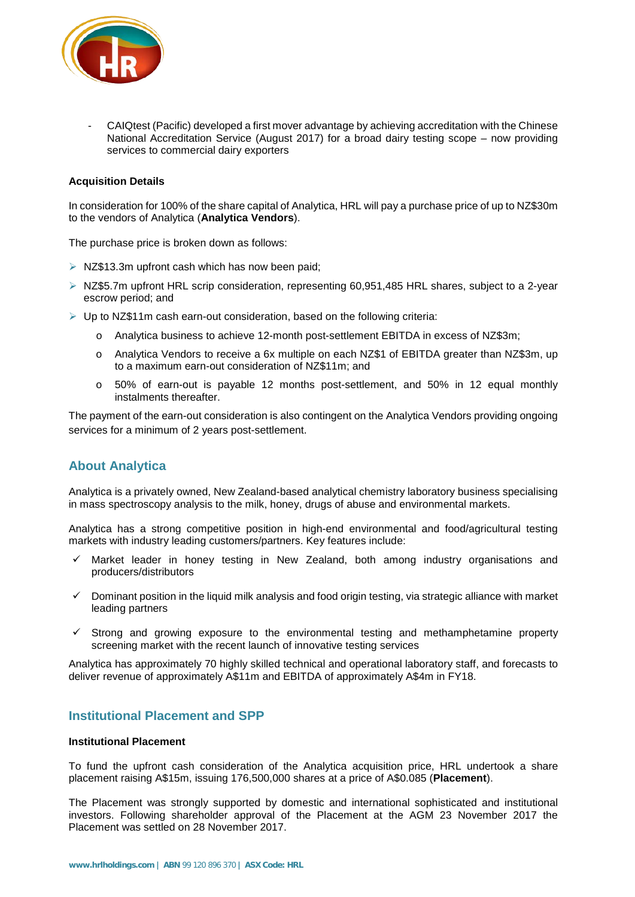- CAIQtest (Pacific) developed a first mover advantage by achieving accreditation with the Chinese National Accreditation Service (August 2017) for a broad dairy testing scope – now providing services to commercial dairy exporters

**Acquisition Details**

In consideration for 100% of the share capital of Analytica, HRL will pay a purchase price of up to NZ$30m to the vendors of Analytica (**Analytica Vendors**).

The purchase price is broken down as follows:

- NZ$13.3m upfront cash which has now been paid;
- NZ$5.7m upfront HRL scrip consideration, representing 60,951,485 HRL shares, subject to a 2-year escrow period; and
- Up to NZ$11m cash earn-out consideration, based on the following criteria:
  - Analytica business to achieve 12-month post-settlement EBITDA in excess of NZ$3m;
  - Analytica Vendors to receive a 6x multiple on each NZ$1 of EBITDA greater than NZ$3m, up to a maximum earn-out consideration of NZ$11m; and
  - 50% of earn-out is payable 12 months post-settlement, and 50% in 12 equal monthly instalments thereafter.

The payment of the earn-out consideration is also contingent on the Analytica Vendors providing ongoing services for a minimum of 2 years post-settlement.

## About Analytica

Analytica is a privately owned, New Zealand-based analytical chemistry laboratory business specialising in mass spectroscopy analysis to the milk, honey, drugs of abuse and environmental markets.

Analytica has a strong competitive position in high-end environmental and food/agricultural testing markets with industry leading customers/partners. Key features include:

- ✓ Market leader in honey testing in New Zealand, both among industry organisations and producers/distributors
- ✓ Dominant position in the liquid milk analysis and food origin testing, via strategic alliance with market leading partners
- ✓ Strong and growing exposure to the environmental testing and methamphetamine property screening market with the recent launch of innovative testing services

Analytica has approximately 70 highly skilled technical and operational laboratory staff, and forecasts to deliver revenue of approximately A$11m and EBITDA of approximately A$4m in FY18.

## Institutional Placement and SPP

**Institutional Placement**

To fund the upfront cash consideration of the Analytica acquisition price, HRL undertook a share placement raising A$15m, issuing 176,500,000 shares at a price of A$0.085 (**Placement**).

The Placement was strongly supported by domestic and international sophisticated and institutional investors. Following shareholder approval of the Placement at the AGM 23 November 2017 the Placement was settled on 28 November 2017.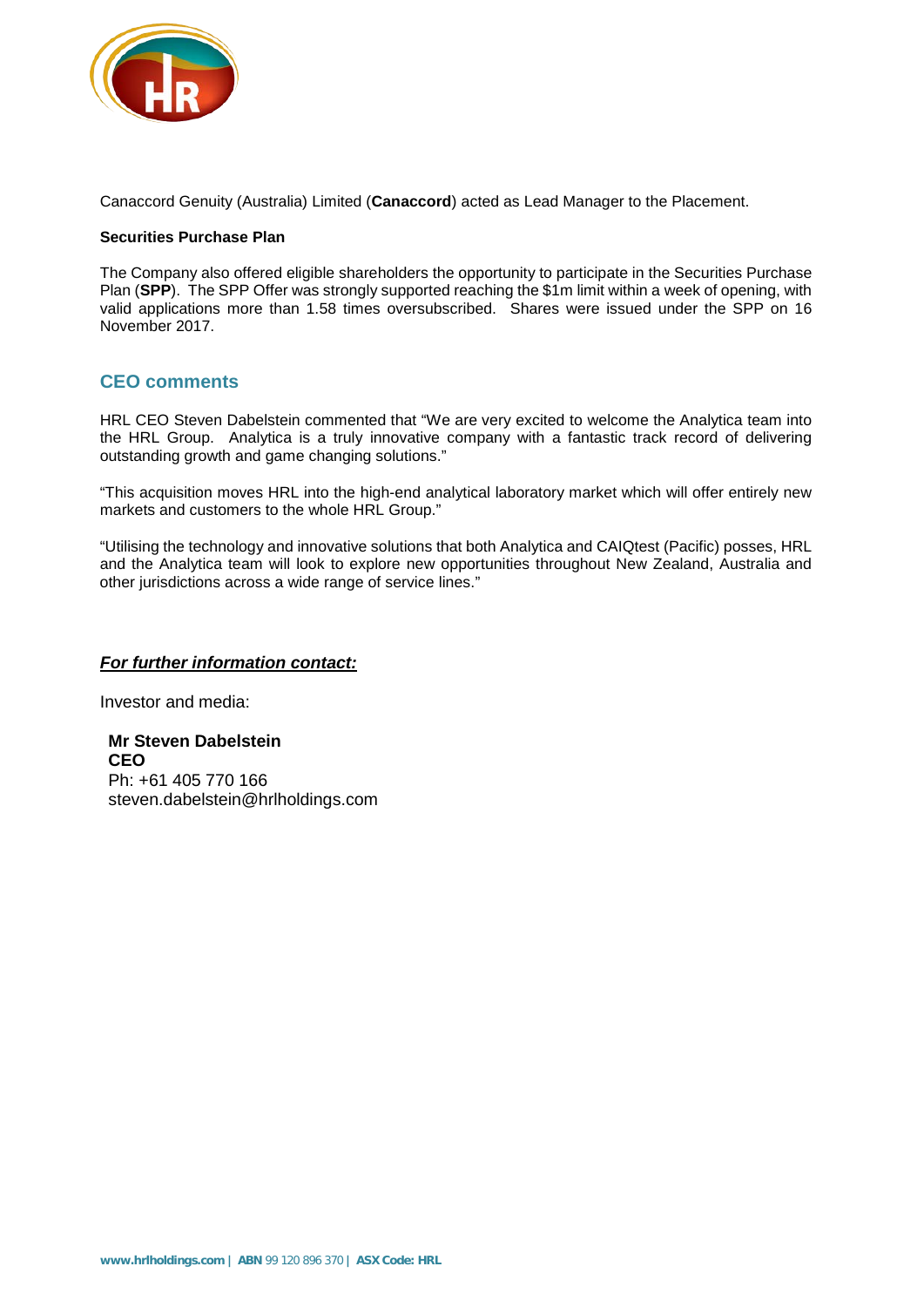Canaccord Genuity (Australia) Limited (**Canaccord**) acted as Lead Manager to the Placement.

**Securities Purchase Plan**

The Company also offered eligible shareholders the opportunity to participate in the Securities Purchase Plan (**SPP**). The SPP Offer was strongly supported reaching the $1m limit within a week of opening, with valid applications more than 1.58 times oversubscribed. Shares were issued under the SPP on 16 November 2017.

## CEO comments

HRL CEO Steven Dabelstein commented that "We are very excited to welcome the Analytica team into the HRL Group. Analytica is a truly innovative company with a fantastic track record of delivering outstanding growth and game changing solutions."

"This acquisition moves HRL into the high-end analytical laboratory market which will offer entirely new markets and customers to the whole HRL Group."

"Utilising the technology and innovative solutions that both Analytica and CAIQtest (Pacific) posses, HRL and the Analytica team will look to explore new opportunities throughout New Zealand, Australia and other jurisdictions across a wide range of service lines."

***For further information contact:***

Investor and media:

**Mr Steven Dabelstein**
**CEO**
Ph: +61 405 770 166
steven.dabelstein@hrlholdings.com